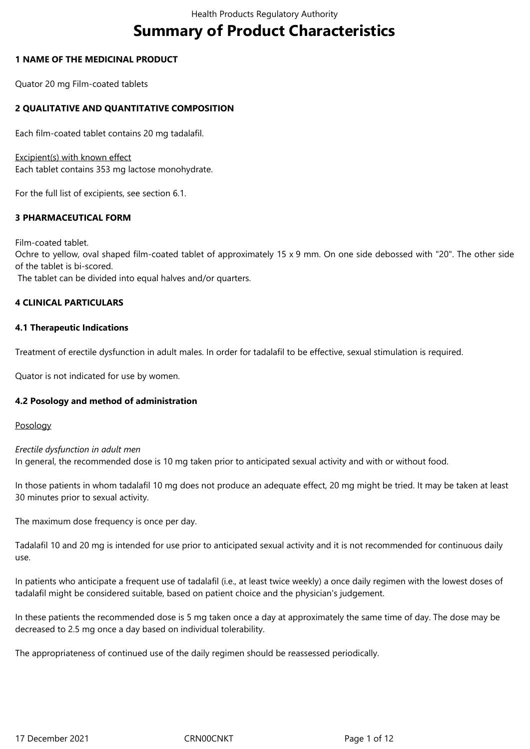# Summary of Product Characteristics

## 1 NAME OF THE MEDICINAL PRODUCT

Quator 20 mg Film-coated tablets

## 2 QUALITATIVE AND QUANTITATIVE COMPOSITION

Each film-coated tablet contains 20 mg tadalafil.

Excipient(s) with known effect
Each tablet contains 353 mg lactose monohydrate.

For the full list of excipients, see section 6.1.

## 3 PHARMACEUTICAL FORM

Film-coated tablet.
Ochre to yellow, oval shaped film-coated tablet of approximately 15 x 9 mm. On one side debossed with "20". The other side of the tablet is bi-scored.
The tablet can be divided into equal halves and/or quarters.

## 4 CLINICAL PARTICULARS

### 4.1 Therapeutic Indications

Treatment of erectile dysfunction in adult males. In order for tadalafil to be effective, sexual stimulation is required.

Quator is not indicated for use by women.

### 4.2 Posology and method of administration

Posology

*Erectile dysfunction in adult men*
In general, the recommended dose is 10 mg taken prior to anticipated sexual activity and with or without food.

In those patients in whom tadalafil 10 mg does not produce an adequate effect, 20 mg might be tried. It may be taken at least 30 minutes prior to sexual activity.

The maximum dose frequency is once per day.

Tadalafil 10 and 20 mg is intended for use prior to anticipated sexual activity and it is not recommended for continuous daily use.

In patients who anticipate a frequent use of tadalafil (i.e., at least twice weekly) a once daily regimen with the lowest doses of tadalafil might be considered suitable, based on patient choice and the physician's judgement.

In these patients the recommended dose is 5 mg taken once a day at approximately the same time of day. The dose may be decreased to 2.5 mg once a day based on individual tolerability.

The appropriateness of continued use of the daily regimen should be reassessed periodically.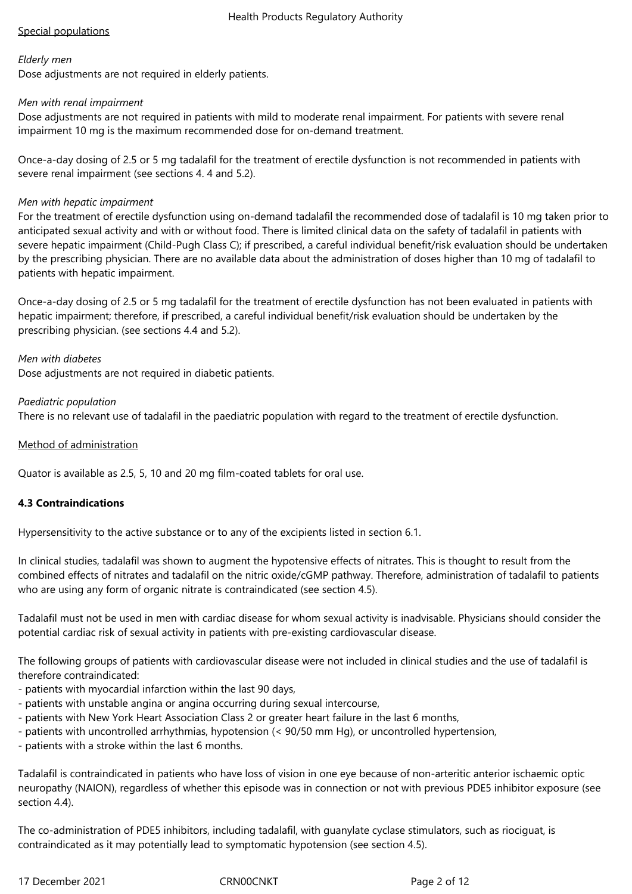Special populations

*Elderly men*
Dose adjustments are not required in elderly patients.

*Men with renal impairment*
Dose adjustments are not required in patients with mild to moderate renal impairment. For patients with severe renal impairment 10 mg is the maximum recommended dose for on-demand treatment.

Once-a-day dosing of 2.5 or 5 mg tadalafil for the treatment of erectile dysfunction is not recommended in patients with severe renal impairment (see sections 4. 4 and 5.2).

*Men with hepatic impairment*
For the treatment of erectile dysfunction using on-demand tadalafil the recommended dose of tadalafil is 10 mg taken prior to anticipated sexual activity and with or without food. There is limited clinical data on the safety of tadalafil in patients with severe hepatic impairment (Child-Pugh Class C); if prescribed, a careful individual benefit/risk evaluation should be undertaken by the prescribing physician. There are no available data about the administration of doses higher than 10 mg of tadalafil to patients with hepatic impairment.

Once-a-day dosing of 2.5 or 5 mg tadalafil for the treatment of erectile dysfunction has not been evaluated in patients with hepatic impairment; therefore, if prescribed, a careful individual benefit/risk evaluation should be undertaken by the prescribing physician. (see sections 4.4 and 5.2).

*Men with diabetes*
Dose adjustments are not required in diabetic patients.

*Paediatric population*
There is no relevant use of tadalafil in the paediatric population with regard to the treatment of erectile dysfunction.

Method of administration

Quator is available as 2.5, 5, 10 and 20 mg film-coated tablets for oral use.

**4.3 Contraindications**

Hypersensitivity to the active substance or to any of the excipients listed in section 6.1.

In clinical studies, tadalafil was shown to augment the hypotensive effects of nitrates. This is thought to result from the combined effects of nitrates and tadalafil on the nitric oxide/cGMP pathway. Therefore, administration of tadalafil to patients who are using any form of organic nitrate is contraindicated (see section 4.5).

Tadalafil must not be used in men with cardiac disease for whom sexual activity is inadvisable. Physicians should consider the potential cardiac risk of sexual activity in patients with pre-existing cardiovascular disease.

The following groups of patients with cardiovascular disease were not included in clinical studies and the use of tadalafil is therefore contraindicated:
- patients with myocardial infarction within the last 90 days,
- patients with unstable angina or angina occurring during sexual intercourse,
- patients with New York Heart Association Class 2 or greater heart failure in the last 6 months,
- patients with uncontrolled arrhythmias, hypotension (< 90/50 mm Hg), or uncontrolled hypertension,
- patients with a stroke within the last 6 months.

Tadalafil is contraindicated in patients who have loss of vision in one eye because of non-arteritic anterior ischaemic optic neuropathy (NAION), regardless of whether this episode was in connection or not with previous PDE5 inhibitor exposure (see section 4.4).

The co-administration of PDE5 inhibitors, including tadalafil, with guanylate cyclase stimulators, such as riociguat, is contraindicated as it may potentially lead to symptomatic hypotension (see section 4.5).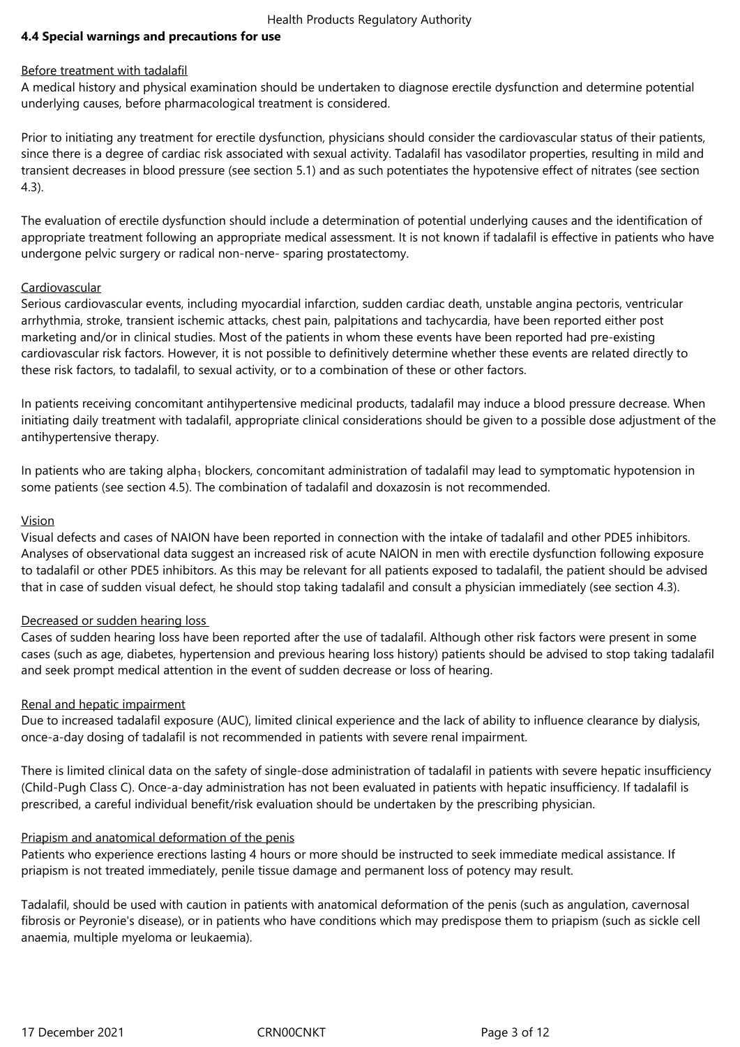## 4.4 Special warnings and precautions for use

Before treatment with tadalafil

A medical history and physical examination should be undertaken to diagnose erectile dysfunction and determine potential underlying causes, before pharmacological treatment is considered.

Prior to initiating any treatment for erectile dysfunction, physicians should consider the cardiovascular status of their patients, since there is a degree of cardiac risk associated with sexual activity. Tadalafil has vasodilator properties, resulting in mild and transient decreases in blood pressure (see section 5.1) and as such potentiates the hypotensive effect of nitrates (see section 4.3).

The evaluation of erectile dysfunction should include a determination of potential underlying causes and the identification of appropriate treatment following an appropriate medical assessment. It is not known if tadalafil is effective in patients who have undergone pelvic surgery or radical non-nerve- sparing prostatectomy.

Cardiovascular

Serious cardiovascular events, including myocardial infarction, sudden cardiac death, unstable angina pectoris, ventricular arrhythmia, stroke, transient ischemic attacks, chest pain, palpitations and tachycardia, have been reported either post marketing and/or in clinical studies. Most of the patients in whom these events have been reported had pre-existing cardiovascular risk factors. However, it is not possible to definitively determine whether these events are related directly to these risk factors, to tadalafil, to sexual activity, or to a combination of these or other factors.

In patients receiving concomitant antihypertensive medicinal products, tadalafil may induce a blood pressure decrease. When initiating daily treatment with tadalafil, appropriate clinical considerations should be given to a possible dose adjustment of the antihypertensive therapy.

In patients who are taking $alpha_1$ blockers, concomitant administration of tadalafil may lead to symptomatic hypotension in some patients (see section 4.5). The combination of tadalafil and doxazosin is not recommended.

Vision

Visual defects and cases of NAION have been reported in connection with the intake of tadalafil and other PDE5 inhibitors. Analyses of observational data suggest an increased risk of acute NAION in men with erectile dysfunction following exposure to tadalafil or other PDE5 inhibitors. As this may be relevant for all patients exposed to tadalafil, the patient should be advised that in case of sudden visual defect, he should stop taking tadalafil and consult a physician immediately (see section 4.3).

Decreased or sudden hearing loss

Cases of sudden hearing loss have been reported after the use of tadalafil. Although other risk factors were present in some cases (such as age, diabetes, hypertension and previous hearing loss history) patients should be advised to stop taking tadalafil and seek prompt medical attention in the event of sudden decrease or loss of hearing.

Renal and hepatic impairment

Due to increased tadalafil exposure (AUC), limited clinical experience and the lack of ability to influence clearance by dialysis, once-a-day dosing of tadalafil is not recommended in patients with severe renal impairment.

There is limited clinical data on the safety of single-dose administration of tadalafil in patients with severe hepatic insufficiency (Child-Pugh Class C). Once-a-day administration has not been evaluated in patients with hepatic insufficiency. If tadalafil is prescribed, a careful individual benefit/risk evaluation should be undertaken by the prescribing physician.

Priapism and anatomical deformation of the penis

Patients who experience erections lasting 4 hours or more should be instructed to seek immediate medical assistance. If priapism is not treated immediately, penile tissue damage and permanent loss of potency may result.

Tadalafil, should be used with caution in patients with anatomical deformation of the penis (such as angulation, cavernosal fibrosis or Peyronie's disease), or in patients who have conditions which may predispose them to priapism (such as sickle cell anaemia, multiple myeloma or leukaemia).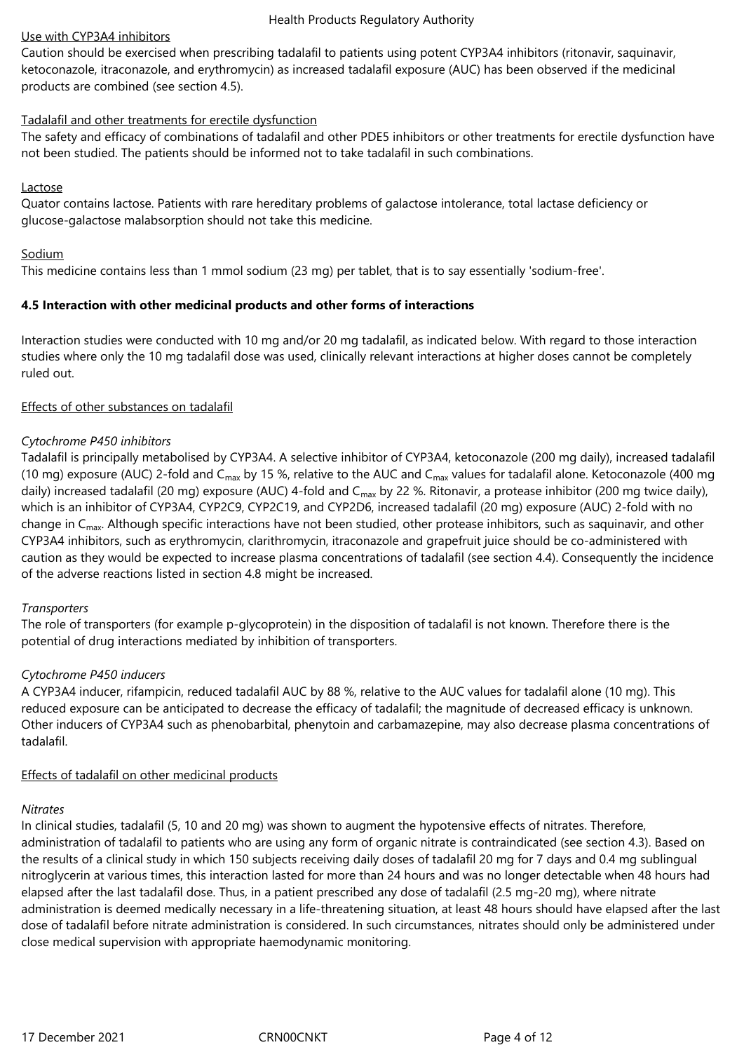Use with CYP3A4 inhibitors

Caution should be exercised when prescribing tadalafil to patients using potent CYP3A4 inhibitors (ritonavir, saquinavir, ketoconazole, itraconazole, and erythromycin) as increased tadalafil exposure (AUC) has been observed if the medicinal products are combined (see section 4.5).

Tadalafil and other treatments for erectile dysfunction

The safety and efficacy of combinations of tadalafil and other PDE5 inhibitors or other treatments for erectile dysfunction have not been studied. The patients should be informed not to take tadalafil in such combinations.

Lactose

Quator contains lactose. Patients with rare hereditary problems of galactose intolerance, total lactase deficiency or glucose-galactose malabsorption should not take this medicine.

Sodium

This medicine contains less than 1 mmol sodium (23 mg) per tablet, that is to say essentially 'sodium-free'.

**4.5 Interaction with other medicinal products and other forms of interactions**

Interaction studies were conducted with 10 mg and/or 20 mg tadalafil, as indicated below. With regard to those interaction studies where only the 10 mg tadalafil dose was used, clinically relevant interactions at higher doses cannot be completely ruled out.

Effects of other substances on tadalafil

*Cytochrome P450 inhibitors*

Tadalafil is principally metabolised by CYP3A4. A selective inhibitor of CYP3A4, ketoconazole (200 mg daily), increased tadalafil (10 mg) exposure (AUC) 2-fold and $C_{max}$ by 15 %, relative to the AUC and $C_{max}$ values for tadalafil alone. Ketoconazole (400 mg daily) increased tadalafil (20 mg) exposure (AUC) 4-fold and $C_{max}$ by 22 %. Ritonavir, a protease inhibitor (200 mg twice daily), which is an inhibitor of CYP3A4, CYP2C9, CYP2C19, and CYP2D6, increased tadalafil (20 mg) exposure (AUC) 2-fold with no change in $C_{max}$. Although specific interactions have not been studied, other protease inhibitors, such as saquinavir, and other CYP3A4 inhibitors, such as erythromycin, clarithromycin, itraconazole and grapefruit juice should be co-administered with caution as they would be expected to increase plasma concentrations of tadalafil (see section 4.4). Consequently the incidence of the adverse reactions listed in section 4.8 might be increased.

*Transporters*

The role of transporters (for example p-glycoprotein) in the disposition of tadalafil is not known. Therefore there is the potential of drug interactions mediated by inhibition of transporters.

*Cytochrome P450 inducers*

A CYP3A4 inducer, rifampicin, reduced tadalafil AUC by 88 %, relative to the AUC values for tadalafil alone (10 mg). This reduced exposure can be anticipated to decrease the efficacy of tadalafil; the magnitude of decreased efficacy is unknown. Other inducers of CYP3A4 such as phenobarbital, phenytoin and carbamazepine, may also decrease plasma concentrations of tadalafil.

Effects of tadalafil on other medicinal products

*Nitrates*

In clinical studies, tadalafil (5, 10 and 20 mg) was shown to augment the hypotensive effects of nitrates. Therefore, administration of tadalafil to patients who are using any form of organic nitrate is contraindicated (see section 4.3). Based on the results of a clinical study in which 150 subjects receiving daily doses of tadalafil 20 mg for 7 days and 0.4 mg sublingual nitroglycerin at various times, this interaction lasted for more than 24 hours and was no longer detectable when 48 hours had elapsed after the last tadalafil dose. Thus, in a patient prescribed any dose of tadalafil (2.5 mg-20 mg), where nitrate administration is deemed medically necessary in a life-threatening situation, at least 48 hours should have elapsed after the last dose of tadalafil before nitrate administration is considered. In such circumstances, nitrates should only be administered under close medical supervision with appropriate haemodynamic monitoring.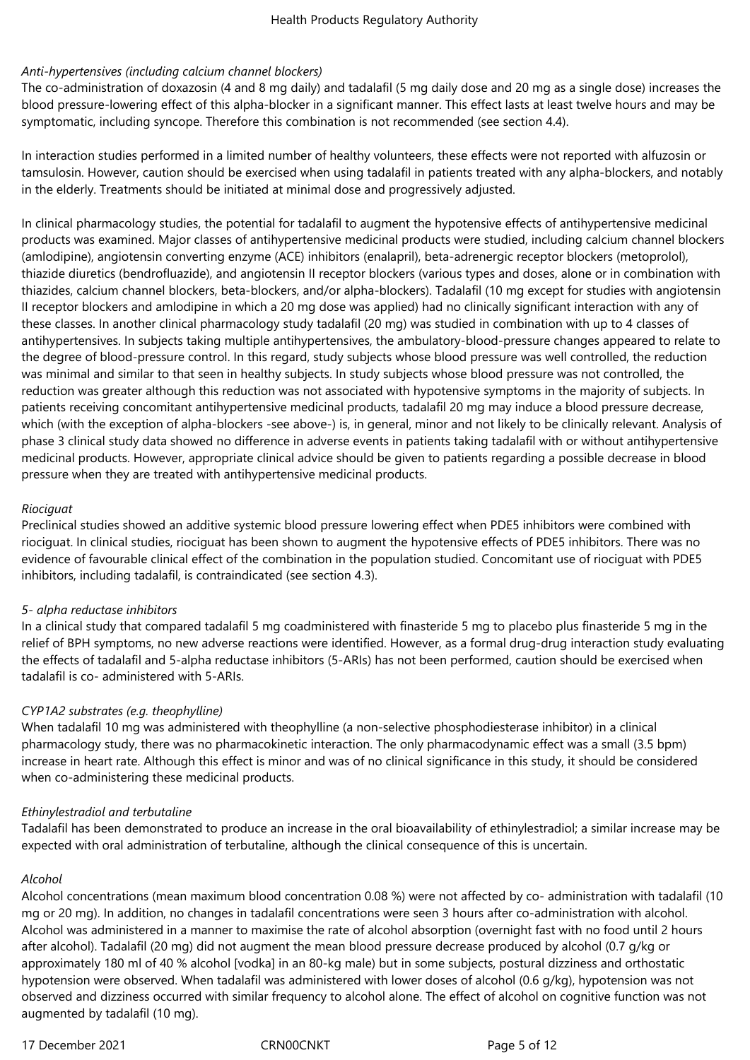*Anti-hypertensives (including calcium channel blockers)*

The co-administration of doxazosin (4 and 8 mg daily) and tadalafil (5 mg daily dose and 20 mg as a single dose) increases the blood pressure-lowering effect of this alpha-blocker in a significant manner. This effect lasts at least twelve hours and may be symptomatic, including syncope. Therefore this combination is not recommended (see section 4.4).

In interaction studies performed in a limited number of healthy volunteers, these effects were not reported with alfuzosin or tamsulosin. However, caution should be exercised when using tadalafil in patients treated with any alpha-blockers, and notably in the elderly. Treatments should be initiated at minimal dose and progressively adjusted.

In clinical pharmacology studies, the potential for tadalafil to augment the hypotensive effects of antihypertensive medicinal products was examined. Major classes of antihypertensive medicinal products were studied, including calcium channel blockers (amlodipine), angiotensin converting enzyme (ACE) inhibitors (enalapril), beta-adrenergic receptor blockers (metoprolol), thiazide diuretics (bendrofluazide), and angiotensin II receptor blockers (various types and doses, alone or in combination with thiazides, calcium channel blockers, beta-blockers, and/or alpha-blockers). Tadalafil (10 mg except for studies with angiotensin II receptor blockers and amlodipine in which a 20 mg dose was applied) had no clinically significant interaction with any of these classes. In another clinical pharmacology study tadalafil (20 mg) was studied in combination with up to 4 classes of antihypertensives. In subjects taking multiple antihypertensives, the ambulatory-blood-pressure changes appeared to relate to the degree of blood-pressure control. In this regard, study subjects whose blood pressure was well controlled, the reduction was minimal and similar to that seen in healthy subjects. In study subjects whose blood pressure was not controlled, the reduction was greater although this reduction was not associated with hypotensive symptoms in the majority of subjects. In patients receiving concomitant antihypertensive medicinal products, tadalafil 20 mg may induce a blood pressure decrease, which (with the exception of alpha-blockers -see above-) is, in general, minor and not likely to be clinically relevant. Analysis of phase 3 clinical study data showed no difference in adverse events in patients taking tadalafil with or without antihypertensive medicinal products. However, appropriate clinical advice should be given to patients regarding a possible decrease in blood pressure when they are treated with antihypertensive medicinal products.

*Riociguat*

Preclinical studies showed an additive systemic blood pressure lowering effect when PDE5 inhibitors were combined with riociguat. In clinical studies, riociguat has been shown to augment the hypotensive effects of PDE5 inhibitors. There was no evidence of favourable clinical effect of the combination in the population studied. Concomitant use of riociguat with PDE5 inhibitors, including tadalafil, is contraindicated (see section 4.3).

*5- alpha reductase inhibitors*

In a clinical study that compared tadalafil 5 mg coadministered with finasteride 5 mg to placebo plus finasteride 5 mg in the relief of BPH symptoms, no new adverse reactions were identified. However, as a formal drug-drug interaction study evaluating the effects of tadalafil and 5-alpha reductase inhibitors (5-ARIs) has not been performed, caution should be exercised when tadalafil is co- administered with 5-ARIs.

*CYP1A2 substrates (e.g. theophylline)*

When tadalafil 10 mg was administered with theophylline (a non-selective phosphodiesterase inhibitor) in a clinical pharmacology study, there was no pharmacokinetic interaction. The only pharmacodynamic effect was a small (3.5 bpm) increase in heart rate. Although this effect is minor and was of no clinical significance in this study, it should be considered when co-administering these medicinal products.

*Ethinylestradiol and terbutaline*

Tadalafil has been demonstrated to produce an increase in the oral bioavailability of ethinylestradiol; a similar increase may be expected with oral administration of terbutaline, although the clinical consequence of this is uncertain.

*Alcohol*

Alcohol concentrations (mean maximum blood concentration 0.08 %) were not affected by co- administration with tadalafil (10 mg or 20 mg). In addition, no changes in tadalafil concentrations were seen 3 hours after co-administration with alcohol. Alcohol was administered in a manner to maximise the rate of alcohol absorption (overnight fast with no food until 2 hours after alcohol). Tadalafil (20 mg) did not augment the mean blood pressure decrease produced by alcohol (0.7 g/kg or approximately 180 ml of 40 % alcohol [vodka] in an 80-kg male) but in some subjects, postural dizziness and orthostatic hypotension were observed. When tadalafil was administered with lower doses of alcohol (0.6 g/kg), hypotension was not observed and dizziness occurred with similar frequency to alcohol alone. The effect of alcohol on cognitive function was not augmented by tadalafil (10 mg).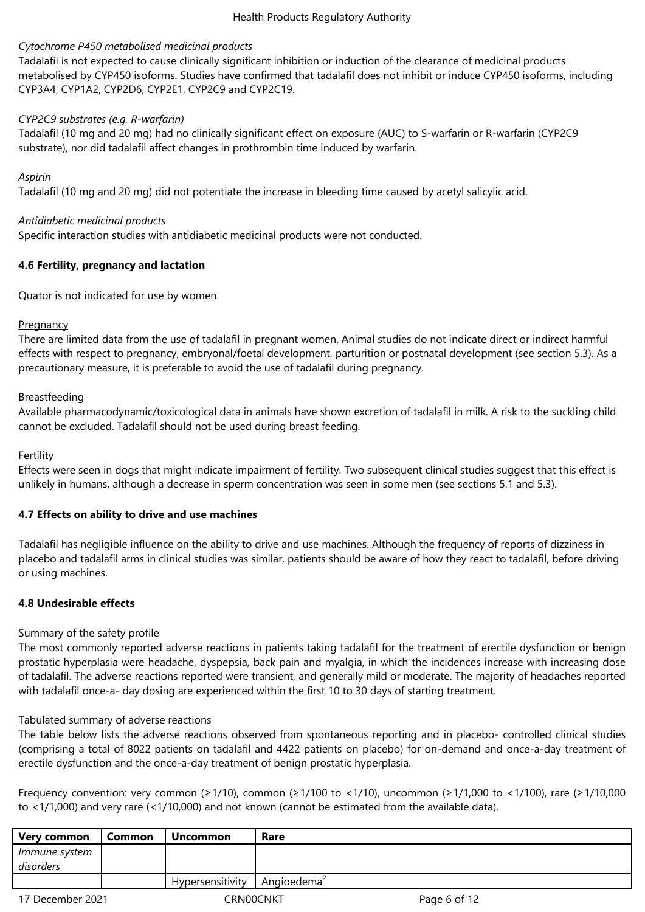*Cytochrome P450 metabolised medicinal products*

Tadalafil is not expected to cause clinically significant inhibition or induction of the clearance of medicinal products metabolised by CYP450 isoforms. Studies have confirmed that tadalafil does not inhibit or induce CYP450 isoforms, including CYP3A4, CYP1A2, CYP2D6, CYP2E1, CYP2C9 and CYP2C19.

*CYP2C9 substrates (e.g. R-warfarin)*

Tadalafil (10 mg and 20 mg) had no clinically significant effect on exposure (AUC) to S-warfarin or R-warfarin (CYP2C9 substrate), nor did tadalafil affect changes in prothrombin time induced by warfarin.

*Aspirin*

Tadalafil (10 mg and 20 mg) did not potentiate the increase in bleeding time caused by acetyl salicylic acid.

*Antidiabetic medicinal products*

Specific interaction studies with antidiabetic medicinal products were not conducted.

**4.6 Fertility, pregnancy and lactation**

Quator is not indicated for use by women.

Pregnancy

There are limited data from the use of tadalafil in pregnant women. Animal studies do not indicate direct or indirect harmful effects with respect to pregnancy, embryonal/foetal development, parturition or postnatal development (see section 5.3). As a precautionary measure, it is preferable to avoid the use of tadalafil during pregnancy.

Breastfeeding

Available pharmacodynamic/toxicological data in animals have shown excretion of tadalafil in milk. A risk to the suckling child cannot be excluded. Tadalafil should not be used during breast feeding.

Fertility

Effects were seen in dogs that might indicate impairment of fertility. Two subsequent clinical studies suggest that this effect is unlikely in humans, although a decrease in sperm concentration was seen in some men (see sections 5.1 and 5.3).

**4.7 Effects on ability to drive and use machines**

Tadalafil has negligible influence on the ability to drive and use machines. Although the frequency of reports of dizziness in placebo and tadalafil arms in clinical studies was similar, patients should be aware of how they react to tadalafil, before driving or using machines.

**4.8 Undesirable effects**

Summary of the safety profile

The most commonly reported adverse reactions in patients taking tadalafil for the treatment of erectile dysfunction or benign prostatic hyperplasia were headache, dyspepsia, back pain and myalgia, in which the incidences increase with increasing dose of tadalafil. The adverse reactions reported were transient, and generally mild or moderate. The majority of headaches reported with tadalafil once-a- day dosing are experienced within the first 10 to 30 days of starting treatment.

Tabulated summary of adverse reactions

The table below lists the adverse reactions observed from spontaneous reporting and in placebo- controlled clinical studies (comprising a total of 8022 patients on tadalafil and 4422 patients on placebo) for on-demand and once-a-day treatment of erectile dysfunction and the once-a-day treatment of benign prostatic hyperplasia.

Frequency convention: very common (≥1/10), common (≥1/100 to <1/10), uncommon (≥1/1,000 to <1/100), rare (≥1/10,000 to <1/1,000) and very rare (<1/10,000) and not known (cannot be estimated from the available data).

| Very common | Common | Uncommon | Rare |
|---|---|---|---|
| *Immune system disorders* | | | |
| | | Hypersensitivity | Angioedema[2] |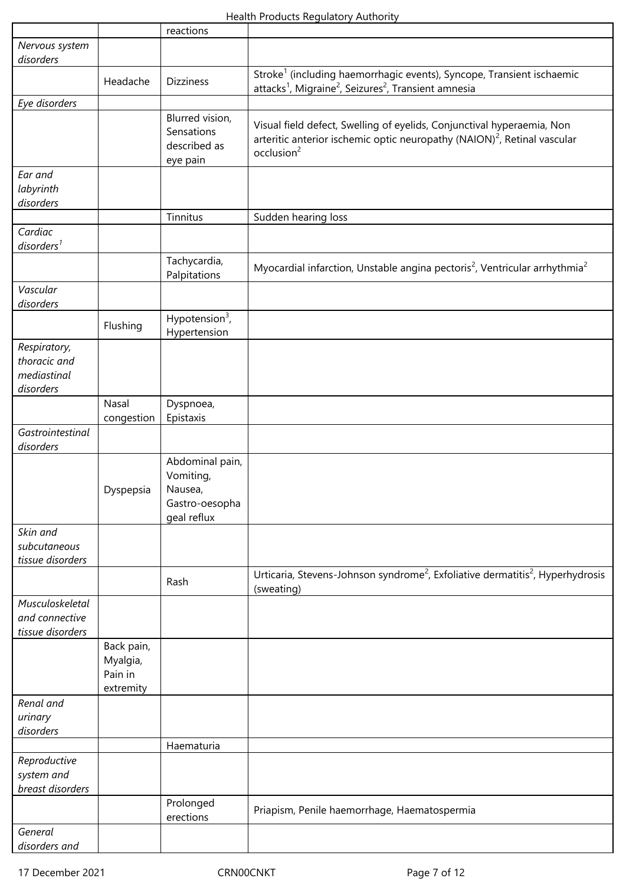| | | reactions | |
|---|---|---|---|
| *Nervous system disorders* | | | |
| | Headache | Dizziness | Stroke[1] (including haemorrhagic events), Syncope, Transient ischaemic attacks[1], Migraine[2], Seizures[2], Transient amnesia |
| *Eye disorders* | | | |
| | | Blurred vision, Sensations described as eye pain | Visual field defect, Swelling of eyelids, Conjunctival hyperaemia, Non arteritic anterior ischemic optic neuropathy (NAION)[2], Retinal vascular occlusion[2] |
| *Ear and labyrinth disorders* | | | |
| | | Tinnitus | Sudden hearing loss |
| *Cardiac disorders[1]* | | | |
| | | Tachycardia, Palpitations | Myocardial infarction, Unstable angina pectoris[2], Ventricular arrhythmia[2] |
| *Vascular disorders* | | | |
| | Flushing | Hypotension[3], Hypertension | |
| *Respiratory, thoracic and mediastinal disorders* | | | |
| | Nasal congestion | Dyspnoea, Epistaxis | |
| *Gastrointestinal disorders* | | | |
| | Dyspepsia | Abdominal pain, Vomiting, Nausea, Gastro-oesophageal reflux | |
| *Skin and subcutaneous tissue disorders* | | | |
| | | Rash | Urticaria, Stevens-Johnson syndrome[2], Exfoliative dermatitis[2], Hyperhydrosis (sweating) |
| *Musculoskeletal and connective tissue disorders* | | | |
| | Back pain, Myalgia, Pain in extremity | | |
| *Renal and urinary disorders* | | | |
| | | Haematuria | |
| *Reproductive system and breast disorders* | | | |
| | | Prolonged erections | Priapism, Penile haemorrhage, Haematospermia |
| *General disorders and* | | | |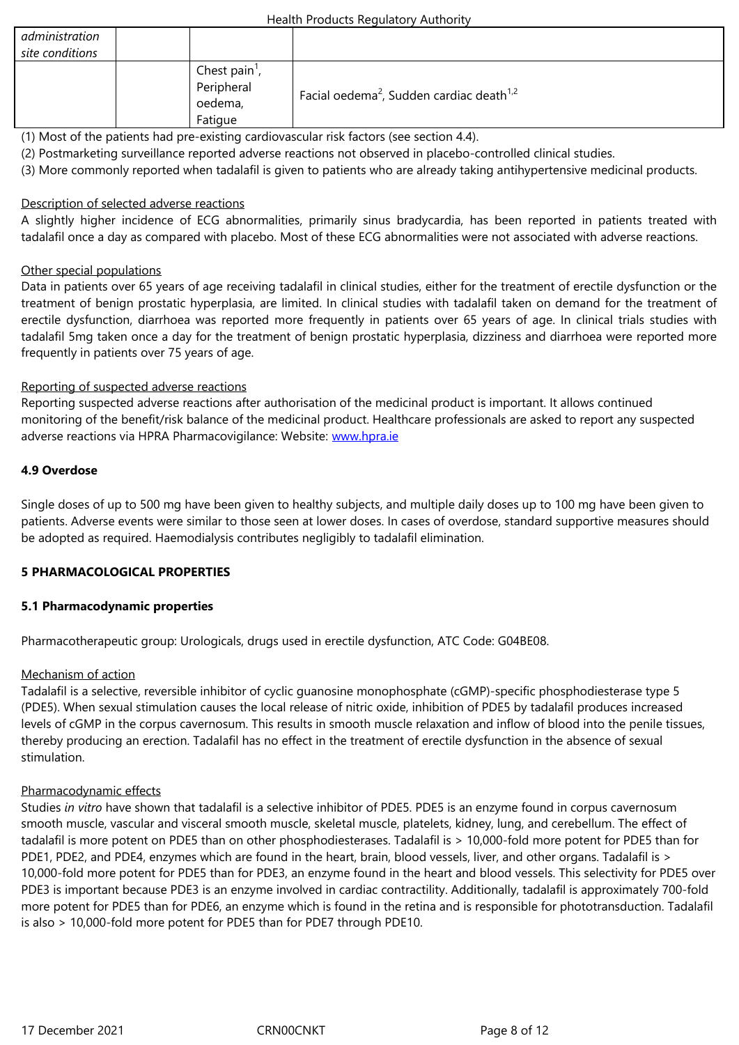| administration site conditions | | | |
|---|---|---|---|
| | | Chest pain[1], Peripheral oedema, Fatigue | Facial oedema[2], Sudden cardiac death[1,2] |

(1) Most of the patients had pre-existing cardiovascular risk factors (see section 4.4).

(2) Postmarketing surveillance reported adverse reactions not observed in placebo-controlled clinical studies.

(3) More commonly reported when tadalafil is given to patients who are already taking antihypertensive medicinal products.

Description of selected adverse reactions

A slightly higher incidence of ECG abnormalities, primarily sinus bradycardia, has been reported in patients treated with tadalafil once a day as compared with placebo. Most of these ECG abnormalities were not associated with adverse reactions.

Other special populations

Data in patients over 65 years of age receiving tadalafil in clinical studies, either for the treatment of erectile dysfunction or the treatment of benign prostatic hyperplasia, are limited. In clinical studies with tadalafil taken on demand for the treatment of erectile dysfunction, diarrhoea was reported more frequently in patients over 65 years of age. In clinical trials studies with tadalafil 5mg taken once a day for the treatment of benign prostatic hyperplasia, dizziness and diarrhoea were reported more frequently in patients over 75 years of age.

Reporting of suspected adverse reactions

Reporting suspected adverse reactions after authorisation of the medicinal product is important. It allows continued monitoring of the benefit/risk balance of the medicinal product. Healthcare professionals are asked to report any suspected adverse reactions via HPRA Pharmacovigilance: Website: www.hpra.ie

**4.9 Overdose**

Single doses of up to 500 mg have been given to healthy subjects, and multiple daily doses up to 100 mg have been given to patients. Adverse events were similar to those seen at lower doses. In cases of overdose, standard supportive measures should be adopted as required. Haemodialysis contributes negligibly to tadalafil elimination.

**5 PHARMACOLOGICAL PROPERTIES**

**5.1 Pharmacodynamic properties**

Pharmacotherapeutic group: Urologicals, drugs used in erectile dysfunction, ATC Code: G04BE08.

Mechanism of action

Tadalafil is a selective, reversible inhibitor of cyclic guanosine monophosphate (cGMP)-specific phosphodiesterase type 5 (PDE5). When sexual stimulation causes the local release of nitric oxide, inhibition of PDE5 by tadalafil produces increased levels of cGMP in the corpus cavernosum. This results in smooth muscle relaxation and inflow of blood into the penile tissues, thereby producing an erection. Tadalafil has no effect in the treatment of erectile dysfunction in the absence of sexual stimulation.

Pharmacodynamic effects

Studies *in vitro* have shown that tadalafil is a selective inhibitor of PDE5. PDE5 is an enzyme found in corpus cavernosum smooth muscle, vascular and visceral smooth muscle, skeletal muscle, platelets, kidney, lung, and cerebellum. The effect of tadalafil is more potent on PDE5 than on other phosphodiesterases. Tadalafil is > 10,000-fold more potent for PDE5 than for PDE1, PDE2, and PDE4, enzymes which are found in the heart, brain, blood vessels, liver, and other organs. Tadalafil is > 10,000-fold more potent for PDE5 than for PDE3, an enzyme found in the heart and blood vessels. This selectivity for PDE5 over PDE3 is important because PDE3 is an enzyme involved in cardiac contractility. Additionally, tadalafil is approximately 700-fold more potent for PDE5 than for PDE6, an enzyme which is found in the retina and is responsible for phototransduction. Tadalafil is also > 10,000-fold more potent for PDE5 than for PDE7 through PDE10.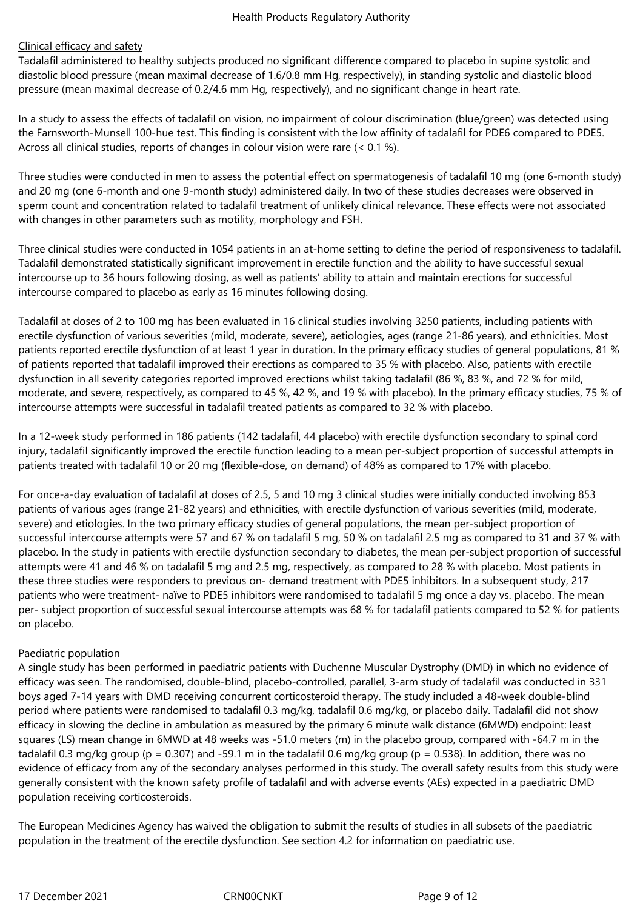Clinical efficacy and safety

Tadalafil administered to healthy subjects produced no significant difference compared to placebo in supine systolic and diastolic blood pressure (mean maximal decrease of 1.6/0.8 mm Hg, respectively), in standing systolic and diastolic blood pressure (mean maximal decrease of 0.2/4.6 mm Hg, respectively), and no significant change in heart rate.

In a study to assess the effects of tadalafil on vision, no impairment of colour discrimination (blue/green) was detected using the Farnsworth-Munsell 100-hue test. This finding is consistent with the low affinity of tadalafil for PDE6 compared to PDE5. Across all clinical studies, reports of changes in colour vision were rare (< 0.1 %).

Three studies were conducted in men to assess the potential effect on spermatogenesis of tadalafil 10 mg (one 6-month study) and 20 mg (one 6-month and one 9-month study) administered daily. In two of these studies decreases were observed in sperm count and concentration related to tadalafil treatment of unlikely clinical relevance. These effects were not associated with changes in other parameters such as motility, morphology and FSH.

Three clinical studies were conducted in 1054 patients in an at-home setting to define the period of responsiveness to tadalafil. Tadalafil demonstrated statistically significant improvement in erectile function and the ability to have successful sexual intercourse up to 36 hours following dosing, as well as patients' ability to attain and maintain erections for successful intercourse compared to placebo as early as 16 minutes following dosing.

Tadalafil at doses of 2 to 100 mg has been evaluated in 16 clinical studies involving 3250 patients, including patients with erectile dysfunction of various severities (mild, moderate, severe), aetiologies, ages (range 21-86 years), and ethnicities. Most patients reported erectile dysfunction of at least 1 year in duration. In the primary efficacy studies of general populations, 81 % of patients reported that tadalafil improved their erections as compared to 35 % with placebo. Also, patients with erectile dysfunction in all severity categories reported improved erections whilst taking tadalafil (86 %, 83 %, and 72 % for mild, moderate, and severe, respectively, as compared to 45 %, 42 %, and 19 % with placebo). In the primary efficacy studies, 75 % of intercourse attempts were successful in tadalafil treated patients as compared to 32 % with placebo.

In a 12-week study performed in 186 patients (142 tadalafil, 44 placebo) with erectile dysfunction secondary to spinal cord injury, tadalafil significantly improved the erectile function leading to a mean per-subject proportion of successful attempts in patients treated with tadalafil 10 or 20 mg (flexible-dose, on demand) of 48% as compared to 17% with placebo.

For once-a-day evaluation of tadalafil at doses of 2.5, 5 and 10 mg 3 clinical studies were initially conducted involving 853 patients of various ages (range 21-82 years) and ethnicities, with erectile dysfunction of various severities (mild, moderate, severe) and etiologies. In the two primary efficacy studies of general populations, the mean per-subject proportion of successful intercourse attempts were 57 and 67 % on tadalafil 5 mg, 50 % on tadalafil 2.5 mg as compared to 31 and 37 % with placebo. In the study in patients with erectile dysfunction secondary to diabetes, the mean per-subject proportion of successful attempts were 41 and 46 % on tadalafil 5 mg and 2.5 mg, respectively, as compared to 28 % with placebo. Most patients in these three studies were responders to previous on- demand treatment with PDE5 inhibitors. In a subsequent study, 217 patients who were treatment- naïve to PDE5 inhibitors were randomised to tadalafil 5 mg once a day vs. placebo. The mean per- subject proportion of successful sexual intercourse attempts was 68 % for tadalafil patients compared to 52 % for patients on placebo.

Paediatric population

A single study has been performed in paediatric patients with Duchenne Muscular Dystrophy (DMD) in which no evidence of efficacy was seen. The randomised, double-blind, placebo-controlled, parallel, 3-arm study of tadalafil was conducted in 331 boys aged 7-14 years with DMD receiving concurrent corticosteroid therapy. The study included a 48-week double-blind period where patients were randomised to tadalafil 0.3 mg/kg, tadalafil 0.6 mg/kg, or placebo daily. Tadalafil did not show efficacy in slowing the decline in ambulation as measured by the primary 6 minute walk distance (6MWD) endpoint: least squares (LS) mean change in 6MWD at 48 weeks was -51.0 meters (m) in the placebo group, compared with -64.7 m in the tadalafil 0.3 mg/kg group ($p = 0.307$) and -59.1 m in the tadalafil 0.6 mg/kg group ($p = 0.538$). In addition, there was no evidence of efficacy from any of the secondary analyses performed in this study. The overall safety results from this study were generally consistent with the known safety profile of tadalafil and with adverse events (AEs) expected in a paediatric DMD population receiving corticosteroids.

The European Medicines Agency has waived the obligation to submit the results of studies in all subsets of the paediatric population in the treatment of the erectile dysfunction. See section 4.2 for information on paediatric use.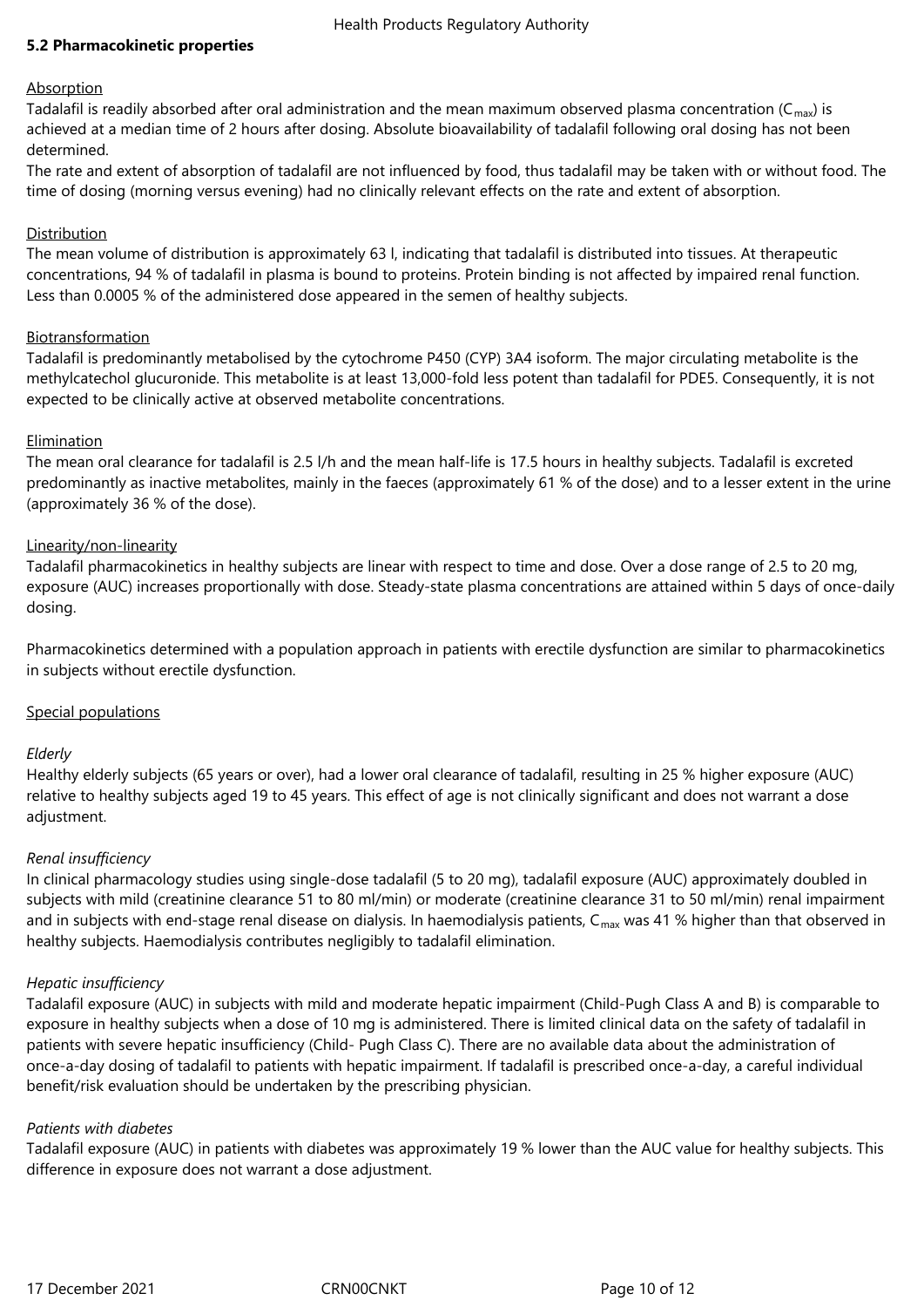## 5.2 Pharmacokinetic properties

Absorption

Tadalafil is readily absorbed after oral administration and the mean maximum observed plasma concentration ($C_{max}$) is achieved at a median time of 2 hours after dosing. Absolute bioavailability of tadalafil following oral dosing has not been determined.

The rate and extent of absorption of tadalafil are not influenced by food, thus tadalafil may be taken with or without food. The time of dosing (morning versus evening) had no clinically relevant effects on the rate and extent of absorption.

Distribution

The mean volume of distribution is approximately 63 l, indicating that tadalafil is distributed into tissues. At therapeutic concentrations, 94 % of tadalafil in plasma is bound to proteins. Protein binding is not affected by impaired renal function. Less than 0.0005 % of the administered dose appeared in the semen of healthy subjects.

Biotransformation

Tadalafil is predominantly metabolised by the cytochrome P450 (CYP) 3A4 isoform. The major circulating metabolite is the methylcatechol glucuronide. This metabolite is at least 13,000-fold less potent than tadalafil for PDE5. Consequently, it is not expected to be clinically active at observed metabolite concentrations.

Elimination

The mean oral clearance for tadalafil is 2.5 l/h and the mean half-life is 17.5 hours in healthy subjects. Tadalafil is excreted predominantly as inactive metabolites, mainly in the faeces (approximately 61 % of the dose) and to a lesser extent in the urine (approximately 36 % of the dose).

Linearity/non-linearity

Tadalafil pharmacokinetics in healthy subjects are linear with respect to time and dose. Over a dose range of 2.5 to 20 mg, exposure (AUC) increases proportionally with dose. Steady-state plasma concentrations are attained within 5 days of once-daily dosing.

Pharmacokinetics determined with a population approach in patients with erectile dysfunction are similar to pharmacokinetics in subjects without erectile dysfunction.

Special populations

*Elderly*

Healthy elderly subjects (65 years or over), had a lower oral clearance of tadalafil, resulting in 25 % higher exposure (AUC) relative to healthy subjects aged 19 to 45 years. This effect of age is not clinically significant and does not warrant a dose adjustment.

*Renal insufficiency*

In clinical pharmacology studies using single-dose tadalafil (5 to 20 mg), tadalafil exposure (AUC) approximately doubled in subjects with mild (creatinine clearance 51 to 80 ml/min) or moderate (creatinine clearance 31 to 50 ml/min) renal impairment and in subjects with end-stage renal disease on dialysis. In haemodialysis patients, $C_{max}$ was 41 % higher than that observed in healthy subjects. Haemodialysis contributes negligibly to tadalafil elimination.

*Hepatic insufficiency*

Tadalafil exposure (AUC) in subjects with mild and moderate hepatic impairment (Child-Pugh Class A and B) is comparable to exposure in healthy subjects when a dose of 10 mg is administered. There is limited clinical data on the safety of tadalafil in patients with severe hepatic insufficiency (Child- Pugh Class C). There are no available data about the administration of once-a-day dosing of tadalafil to patients with hepatic impairment. If tadalafil is prescribed once-a-day, a careful individual benefit/risk evaluation should be undertaken by the prescribing physician.

*Patients with diabetes*

Tadalafil exposure (AUC) in patients with diabetes was approximately 19 % lower than the AUC value for healthy subjects. This difference in exposure does not warrant a dose adjustment.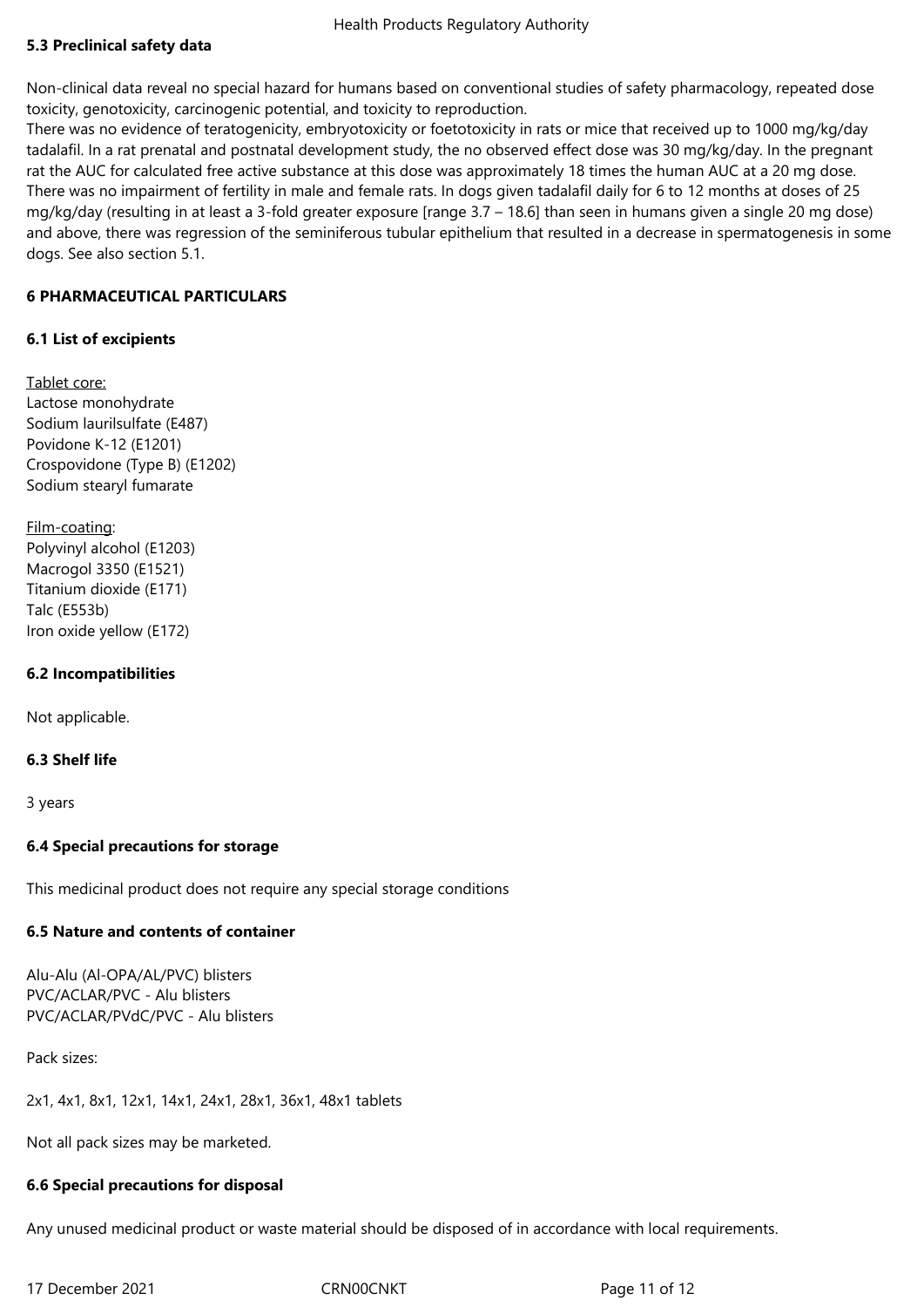### 5.3 Preclinical safety data

Non-clinical data reveal no special hazard for humans based on conventional studies of safety pharmacology, repeated dose toxicity, genotoxicity, carcinogenic potential, and toxicity to reproduction.
There was no evidence of teratogenicity, embryotoxicity or foetotoxicity in rats or mice that received up to 1000 mg/kg/day tadalafil. In a rat prenatal and postnatal development study, the no observed effect dose was 30 mg/kg/day. In the pregnant rat the AUC for calculated free active substance at this dose was approximately 18 times the human AUC at a 20 mg dose. There was no impairment of fertility in male and female rats. In dogs given tadalafil daily for 6 to 12 months at doses of 25 mg/kg/day (resulting in at least a 3-fold greater exposure [range 3.7 – 18.6] than seen in humans given a single 20 mg dose) and above, there was regression of the seminiferous tubular epithelium that resulted in a decrease in spermatogenesis in some dogs. See also section 5.1.

## 6 PHARMACEUTICAL PARTICULARS

### 6.1 List of excipients

Tablet core:
Lactose monohydrate
Sodium laurilsulfate (E487)
Povidone K-12 (E1201)
Crospovidone (Type B) (E1202)
Sodium stearyl fumarate

Film-coating:
Polyvinyl alcohol (E1203)
Macrogol 3350 (E1521)
Titanium dioxide (E171)
Talc (E553b)
Iron oxide yellow (E172)

### 6.2 Incompatibilities

Not applicable.

### 6.3 Shelf life

3 years

### 6.4 Special precautions for storage

This medicinal product does not require any special storage conditions

### 6.5 Nature and contents of container

Alu-Alu (Al-OPA/AL/PVC) blisters
PVC/ACLAR/PVC - Alu blisters
PVC/ACLAR/PVdC/PVC - Alu blisters

Pack sizes:

2x1, 4x1, 8x1, 12x1, 14x1, 24x1, 28x1, 36x1, 48x1 tablets

Not all pack sizes may be marketed.

### 6.6 Special precautions for disposal

Any unused medicinal product or waste material should be disposed of in accordance with local requirements.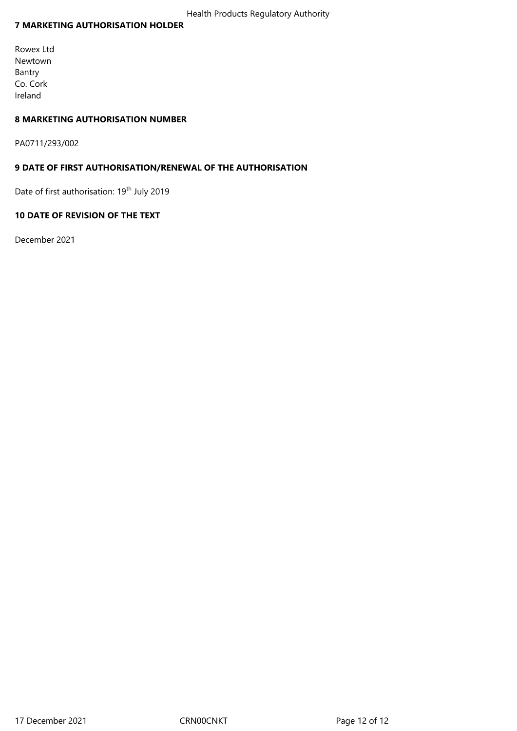## 7 MARKETING AUTHORISATION HOLDER

Rowex Ltd
Newtown
Bantry
Co. Cork
Ireland

## 8 MARKETING AUTHORISATION NUMBER

PA0711/293/002

## 9 DATE OF FIRST AUTHORISATION/RENEWAL OF THE AUTHORISATION

Date of first authorisation: 19th July 2019

## 10 DATE OF REVISION OF THE TEXT

December 2021